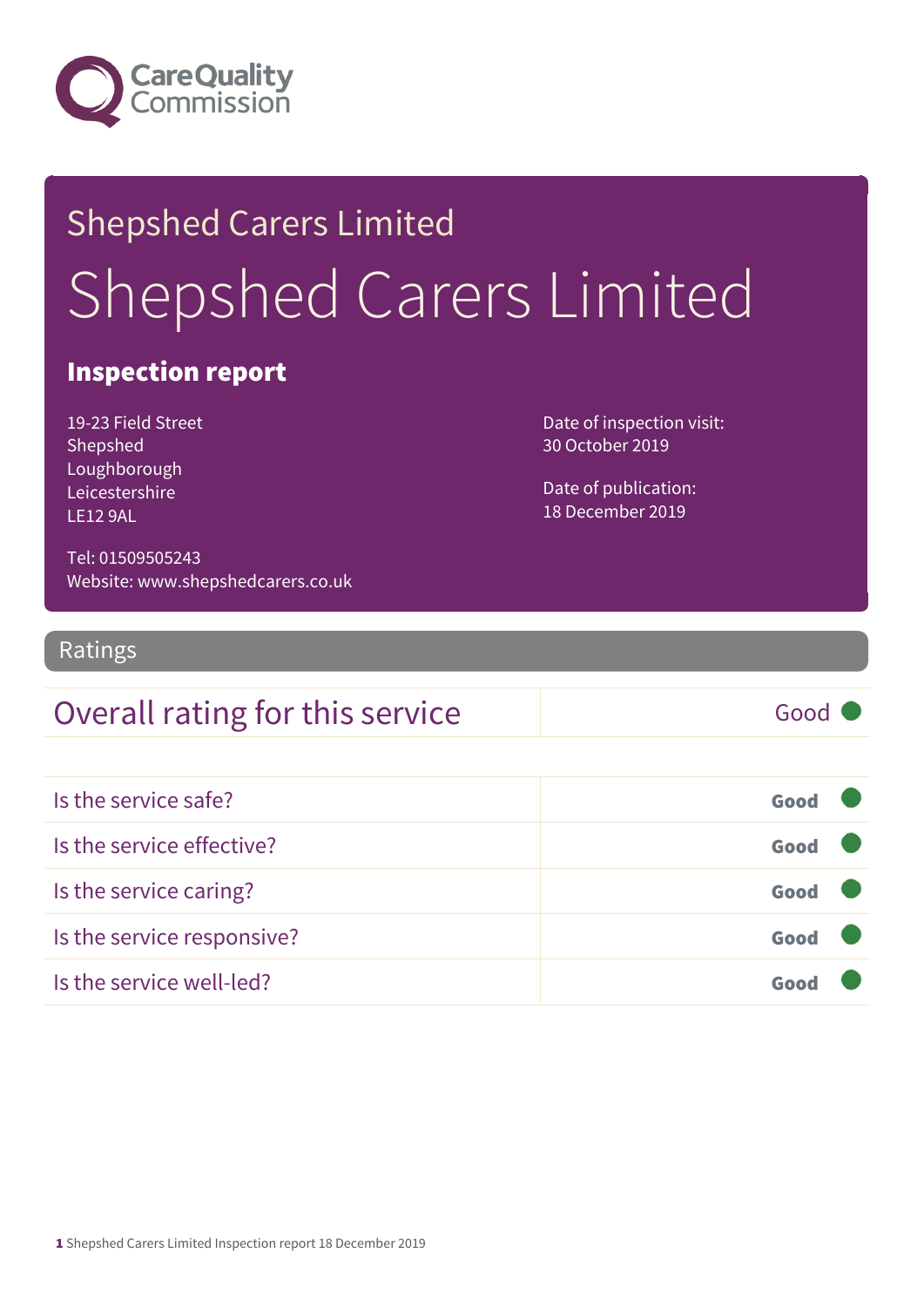Shepshed Carers Limited

# Shepshed Carers Limited

## Inspection report

19-23 Field Street
Shepshed
Loughborough
Leicestershire
LE12 9AL

Tel: 01509505243
Website: www.shepshedcarers.co.uk

Date of inspection visit:
30 October 2019

Date of publication:
18 December 2019

## Ratings

| Overall rating for this service | Good |
|---|---|

| | |
|---|---|
| Is the service safe? | Good |
| Is the service effective? | Good |
| Is the service caring? | Good |
| Is the service responsive? | Good |
| Is the service well-led? | Good |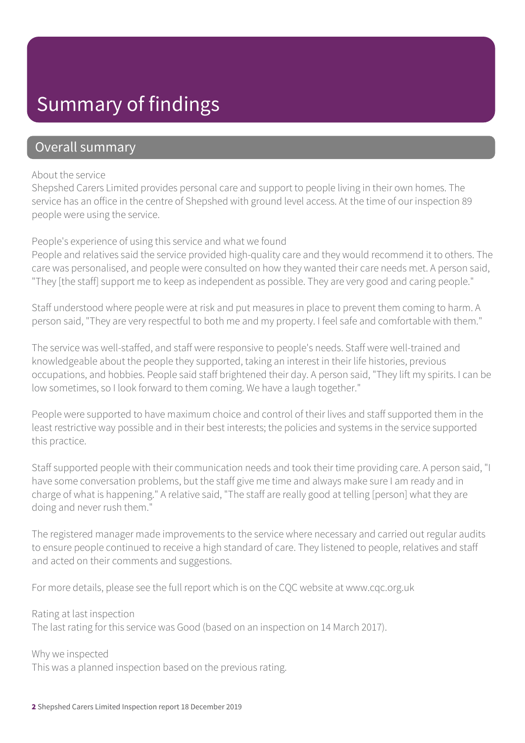# Summary of findings

## Overall summary

About the service

Shepshed Carers Limited provides personal care and support to people living in their own homes. The service has an office in the centre of Shepshed with ground level access. At the time of our inspection 89 people were using the service.

People's experience of using this service and what we found

People and relatives said the service provided high-quality care and they would recommend it to others. The care was personalised, and people were consulted on how they wanted their care needs met. A person said, "They [the staff] support me to keep as independent as possible. They are very good and caring people."

Staff understood where people were at risk and put measures in place to prevent them coming to harm. A person said, "They are very respectful to both me and my property. I feel safe and comfortable with them."

The service was well-staffed, and staff were responsive to people's needs. Staff were well-trained and knowledgeable about the people they supported, taking an interest in their life histories, previous occupations, and hobbies. People said staff brightened their day. A person said, "They lift my spirits. I can be low sometimes, so I look forward to them coming. We have a laugh together."

People were supported to have maximum choice and control of their lives and staff supported them in the least restrictive way possible and in their best interests; the policies and systems in the service supported this practice.

Staff supported people with their communication needs and took their time providing care. A person said, "I have some conversation problems, but the staff give me time and always make sure I am ready and in charge of what is happening." A relative said, "The staff are really good at telling [person] what they are doing and never rush them."

The registered manager made improvements to the service where necessary and carried out regular audits to ensure people continued to receive a high standard of care. They listened to people, relatives and staff and acted on their comments and suggestions.

For more details, please see the full report which is on the CQC website at www.cqc.org.uk

Rating at last inspection

The last rating for this service was Good (based on an inspection on 14 March 2017).

Why we inspected

This was a planned inspection based on the previous rating.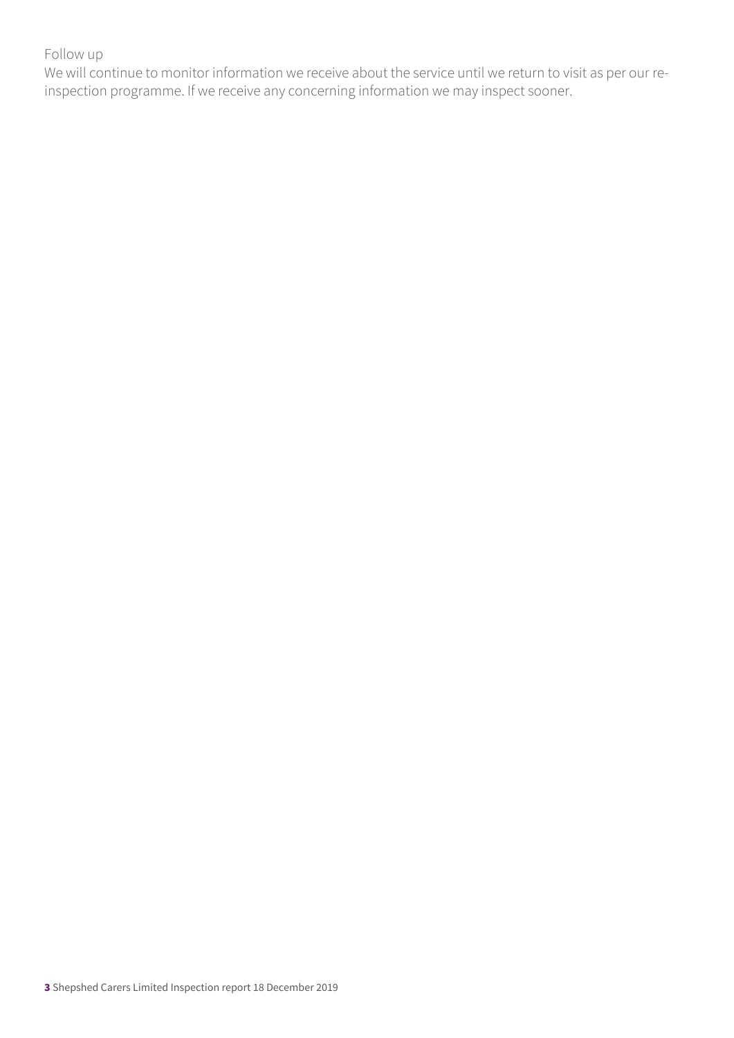Follow up

We will continue to monitor information we receive about the service until we return to visit as per our re-inspection programme. If we receive any concerning information we may inspect sooner.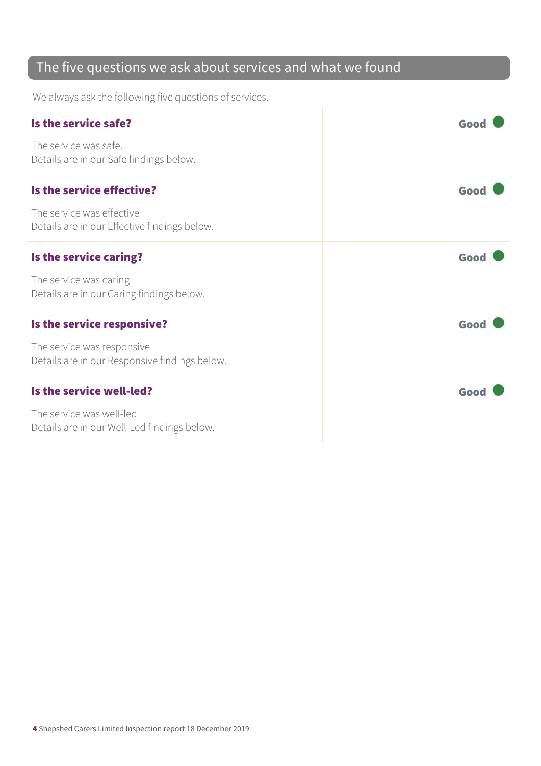## The five questions we ask about services and what we found

We always ask the following five questions of services.

### Is the service safe? — Good

The service was safe.
Details are in our Safe findings below.

### Is the service effective? — Good

The service was effective
Details are in our Effective findings below.

### Is the service caring? — Good

The service was caring
Details are in our Caring findings below.

### Is the service responsive? — Good

The service was responsive
Details are in our Responsive findings below.

### Is the service well-led? — Good

The service was well-led
Details are in our Well-Led findings below.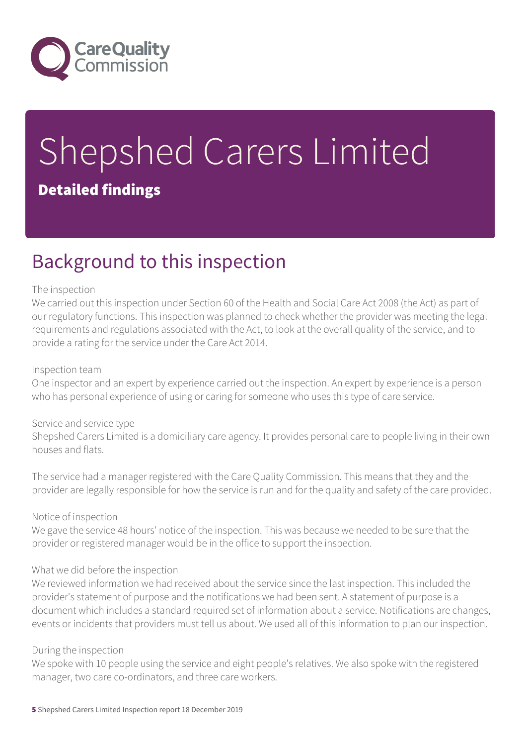# Shepshed Carers Limited

**Detailed findings**

## Background to this inspection

The inspection

We carried out this inspection under Section 60 of the Health and Social Care Act 2008 (the Act) as part of our regulatory functions. This inspection was planned to check whether the provider was meeting the legal requirements and regulations associated with the Act, to look at the overall quality of the service, and to provide a rating for the service under the Care Act 2014.

Inspection team

One inspector and an expert by experience carried out the inspection. An expert by experience is a person who has personal experience of using or caring for someone who uses this type of care service.

Service and service type

Shepshed Carers Limited is a domiciliary care agency. It provides personal care to people living in their own houses and flats.

The service had a manager registered with the Care Quality Commission. This means that they and the provider are legally responsible for how the service is run and for the quality and safety of the care provided.

Notice of inspection

We gave the service 48 hours' notice of the inspection. This was because we needed to be sure that the provider or registered manager would be in the office to support the inspection.

What we did before the inspection

We reviewed information we had received about the service since the last inspection. This included the provider's statement of purpose and the notifications we had been sent. A statement of purpose is a document which includes a standard required set of information about a service. Notifications are changes, events or incidents that providers must tell us about. We used all of this information to plan our inspection.

During the inspection

We spoke with 10 people using the service and eight people's relatives. We also spoke with the registered manager, two care co-ordinators, and three care workers.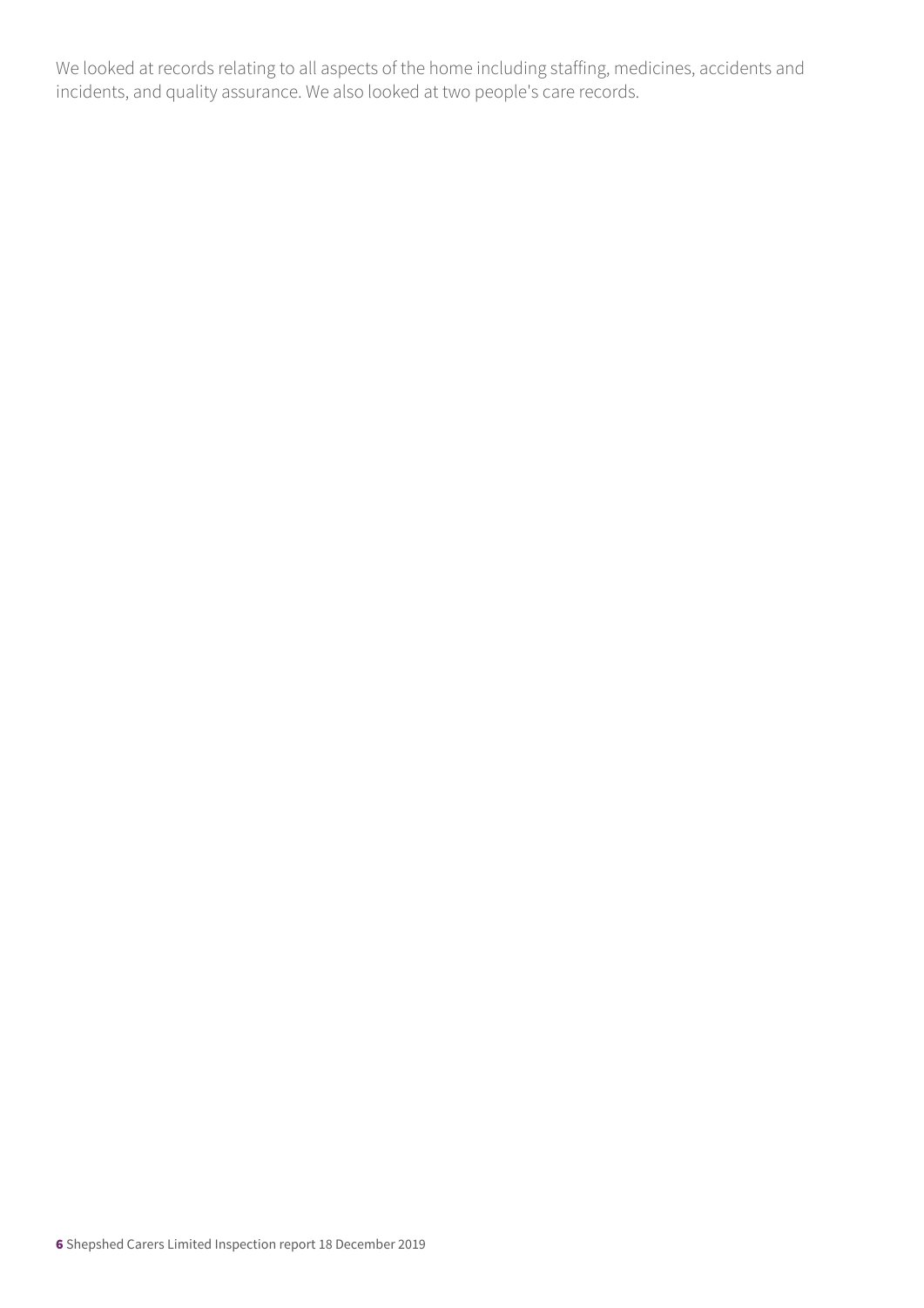We looked at records relating to all aspects of the home including staffing, medicines, accidents and incidents, and quality assurance. We also looked at two people's care records.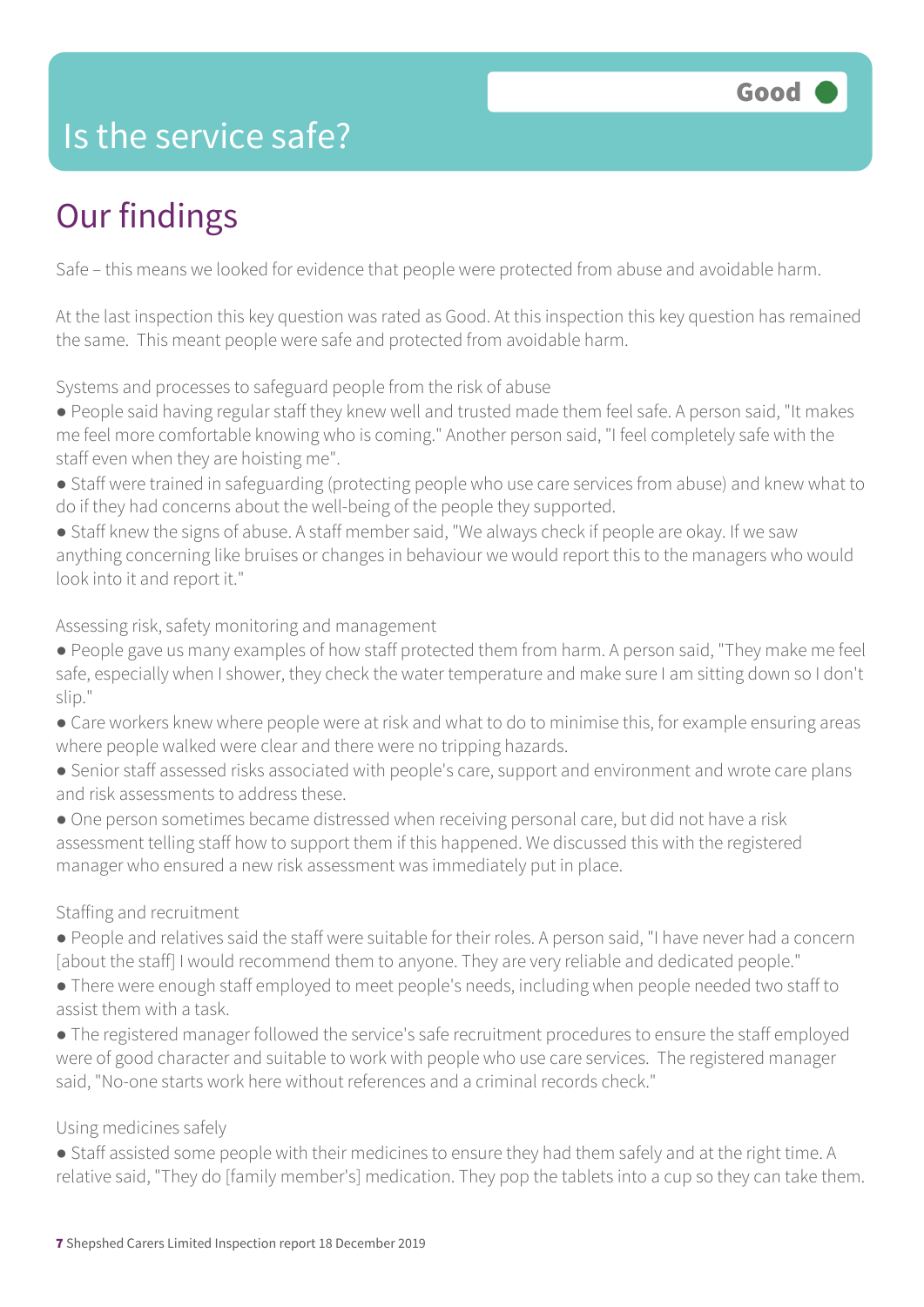# Is the service safe?

**Good**

## Our findings

Safe – this means we looked for evidence that people were protected from abuse and avoidable harm.

At the last inspection this key question was rated as Good. At this inspection this key question has remained the same. This meant people were safe and protected from avoidable harm.

Systems and processes to safeguard people from the risk of abuse

- People said having regular staff they knew well and trusted made them feel safe. A person said, "It makes me feel more comfortable knowing who is coming." Another person said, "I feel completely safe with the staff even when they are hoisting me".
- Staff were trained in safeguarding (protecting people who use care services from abuse) and knew what to do if they had concerns about the well-being of the people they supported.
- Staff knew the signs of abuse. A staff member said, "We always check if people are okay. If we saw anything concerning like bruises or changes in behaviour we would report this to the managers who would look into it and report it."

Assessing risk, safety monitoring and management

- People gave us many examples of how staff protected them from harm. A person said, "They make me feel safe, especially when I shower, they check the water temperature and make sure I am sitting down so I don't slip."
- Care workers knew where people were at risk and what to do to minimise this, for example ensuring areas where people walked were clear and there were no tripping hazards.
- Senior staff assessed risks associated with people's care, support and environment and wrote care plans and risk assessments to address these.
- One person sometimes became distressed when receiving personal care, but did not have a risk assessment telling staff how to support them if this happened. We discussed this with the registered manager who ensured a new risk assessment was immediately put in place.

Staffing and recruitment

- People and relatives said the staff were suitable for their roles. A person said, "I have never had a concern [about the staff] I would recommend them to anyone. They are very reliable and dedicated people."
- There were enough staff employed to meet people's needs, including when people needed two staff to assist them with a task.
- The registered manager followed the service's safe recruitment procedures to ensure the staff employed were of good character and suitable to work with people who use care services. The registered manager said, "No-one starts work here without references and a criminal records check."

Using medicines safely

- Staff assisted some people with their medicines to ensure they had them safely and at the right time. A relative said, "They do [family member's] medication. They pop the tablets into a cup so they can take them.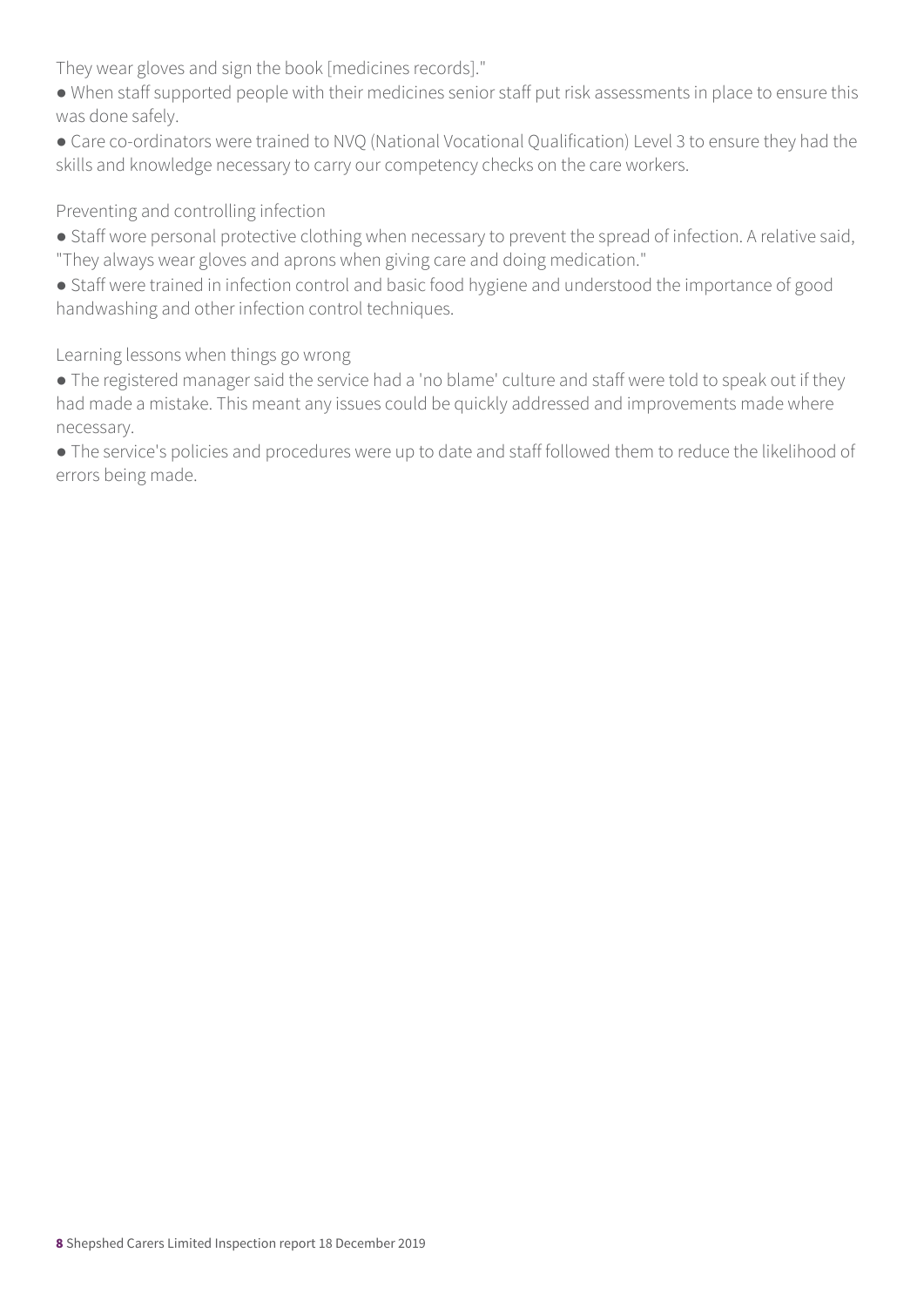They wear gloves and sign the book [medicines records]."

- When staff supported people with their medicines senior staff put risk assessments in place to ensure this was done safely.
- Care co-ordinators were trained to NVQ (National Vocational Qualification) Level 3 to ensure they had the skills and knowledge necessary to carry our competency checks on the care workers.

### Preventing and controlling infection

- Staff wore personal protective clothing when necessary to prevent the spread of infection. A relative said, "They always wear gloves and aprons when giving care and doing medication."
- Staff were trained in infection control and basic food hygiene and understood the importance of good handwashing and other infection control techniques.

### Learning lessons when things go wrong

- The registered manager said the service had a 'no blame' culture and staff were told to speak out if they had made a mistake. This meant any issues could be quickly addressed and improvements made where necessary.
- The service's policies and procedures were up to date and staff followed them to reduce the likelihood of errors being made.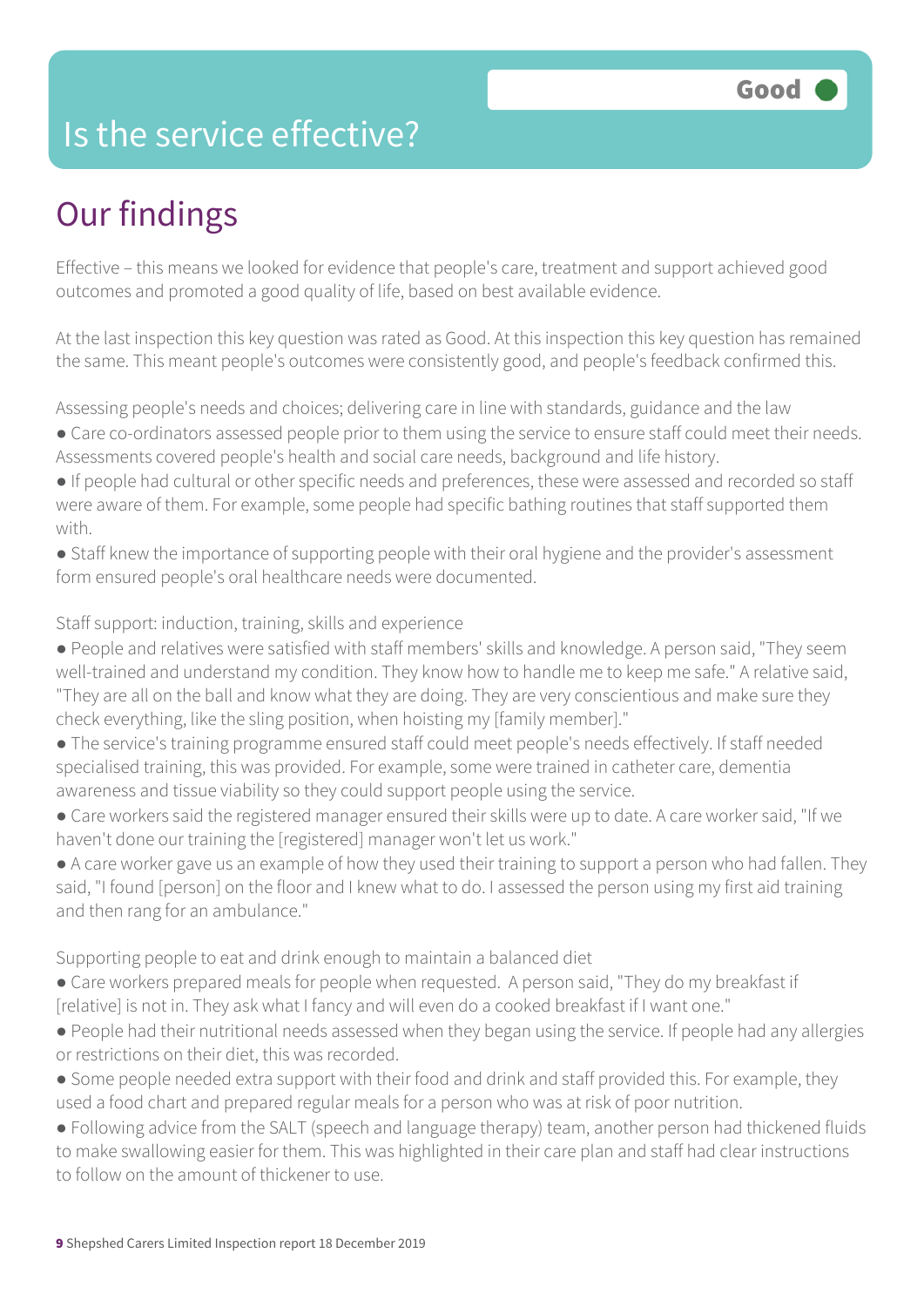# Is the service effective?

**Good**

## Our findings

Effective – this means we looked for evidence that people's care, treatment and support achieved good outcomes and promoted a good quality of life, based on best available evidence.

At the last inspection this key question was rated as Good. At this inspection this key question has remained the same. This meant people's outcomes were consistently good, and people's feedback confirmed this.

Assessing people's needs and choices; delivering care in line with standards, guidance and the law

- Care co-ordinators assessed people prior to them using the service to ensure staff could meet their needs. Assessments covered people's health and social care needs, background and life history.
- If people had cultural or other specific needs and preferences, these were assessed and recorded so staff were aware of them. For example, some people had specific bathing routines that staff supported them with.
- Staff knew the importance of supporting people with their oral hygiene and the provider's assessment form ensured people's oral healthcare needs were documented.

Staff support: induction, training, skills and experience

- People and relatives were satisfied with staff members' skills and knowledge. A person said, "They seem well-trained and understand my condition. They know how to handle me to keep me safe." A relative said, "They are all on the ball and know what they are doing. They are very conscientious and make sure they check everything, like the sling position, when hoisting my [family member]."
- The service's training programme ensured staff could meet people's needs effectively. If staff needed specialised training, this was provided. For example, some were trained in catheter care, dementia awareness and tissue viability so they could support people using the service.
- Care workers said the registered manager ensured their skills were up to date. A care worker said, "If we haven't done our training the [registered] manager won't let us work."
- A care worker gave us an example of how they used their training to support a person who had fallen. They said, "I found [person] on the floor and I knew what to do. I assessed the person using my first aid training and then rang for an ambulance."

Supporting people to eat and drink enough to maintain a balanced diet

- Care workers prepared meals for people when requested. A person said, "They do my breakfast if [relative] is not in. They ask what I fancy and will even do a cooked breakfast if I want one."
- People had their nutritional needs assessed when they began using the service. If people had any allergies or restrictions on their diet, this was recorded.
- Some people needed extra support with their food and drink and staff provided this. For example, they used a food chart and prepared regular meals for a person who was at risk of poor nutrition.
- Following advice from the SALT (speech and language therapy) team, another person had thickened fluids to make swallowing easier for them. This was highlighted in their care plan and staff had clear instructions to follow on the amount of thickener to use.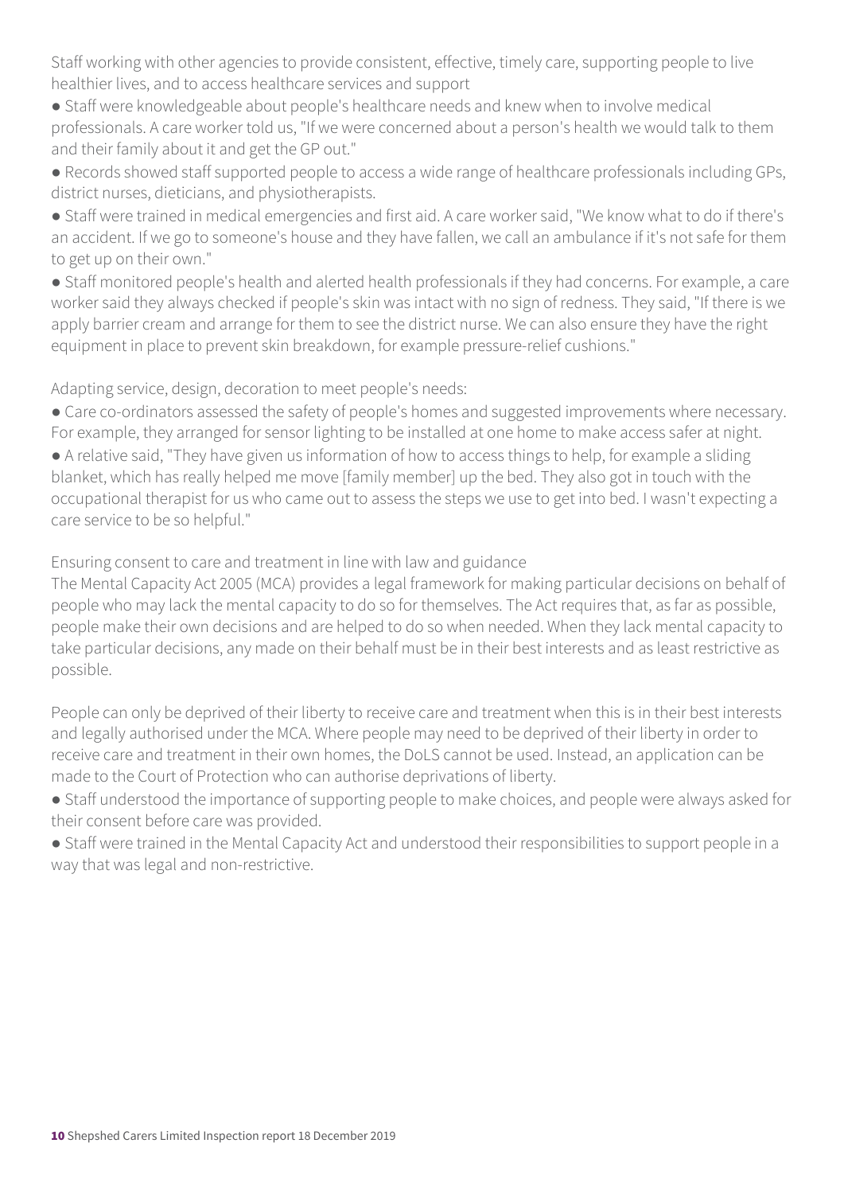Staff working with other agencies to provide consistent, effective, timely care, supporting people to live healthier lives, and to access healthcare services and support

- Staff were knowledgeable about people's healthcare needs and knew when to involve medical professionals. A care worker told us, "If we were concerned about a person's health we would talk to them and their family about it and get the GP out."
- Records showed staff supported people to access a wide range of healthcare professionals including GPs, district nurses, dieticians, and physiotherapists.
- Staff were trained in medical emergencies and first aid. A care worker said, "We know what to do if there's an accident. If we go to someone's house and they have fallen, we call an ambulance if it's not safe for them to get up on their own."
- Staff monitored people's health and alerted health professionals if they had concerns. For example, a care worker said they always checked if people's skin was intact with no sign of redness. They said, "If there is we apply barrier cream and arrange for them to see the district nurse. We can also ensure they have the right equipment in place to prevent skin breakdown, for example pressure-relief cushions."

Adapting service, design, decoration to meet people's needs:

- Care co-ordinators assessed the safety of people's homes and suggested improvements where necessary. For example, they arranged for sensor lighting to be installed at one home to make access safer at night.
- A relative said, "They have given us information of how to access things to help, for example a sliding blanket, which has really helped me move [family member] up the bed. They also got in touch with the occupational therapist for us who came out to assess the steps we use to get into bed. I wasn't expecting a care service to be so helpful."

Ensuring consent to care and treatment in line with law and guidance

The Mental Capacity Act 2005 (MCA) provides a legal framework for making particular decisions on behalf of people who may lack the mental capacity to do so for themselves. The Act requires that, as far as possible, people make their own decisions and are helped to do so when needed. When they lack mental capacity to take particular decisions, any made on their behalf must be in their best interests and as least restrictive as possible.

People can only be deprived of their liberty to receive care and treatment when this is in their best interests and legally authorised under the MCA. Where people may need to be deprived of their liberty in order to receive care and treatment in their own homes, the DoLS cannot be used. Instead, an application can be made to the Court of Protection who can authorise deprivations of liberty.

- Staff understood the importance of supporting people to make choices, and people were always asked for their consent before care was provided.
- Staff were trained in the Mental Capacity Act and understood their responsibilities to support people in a way that was legal and non-restrictive.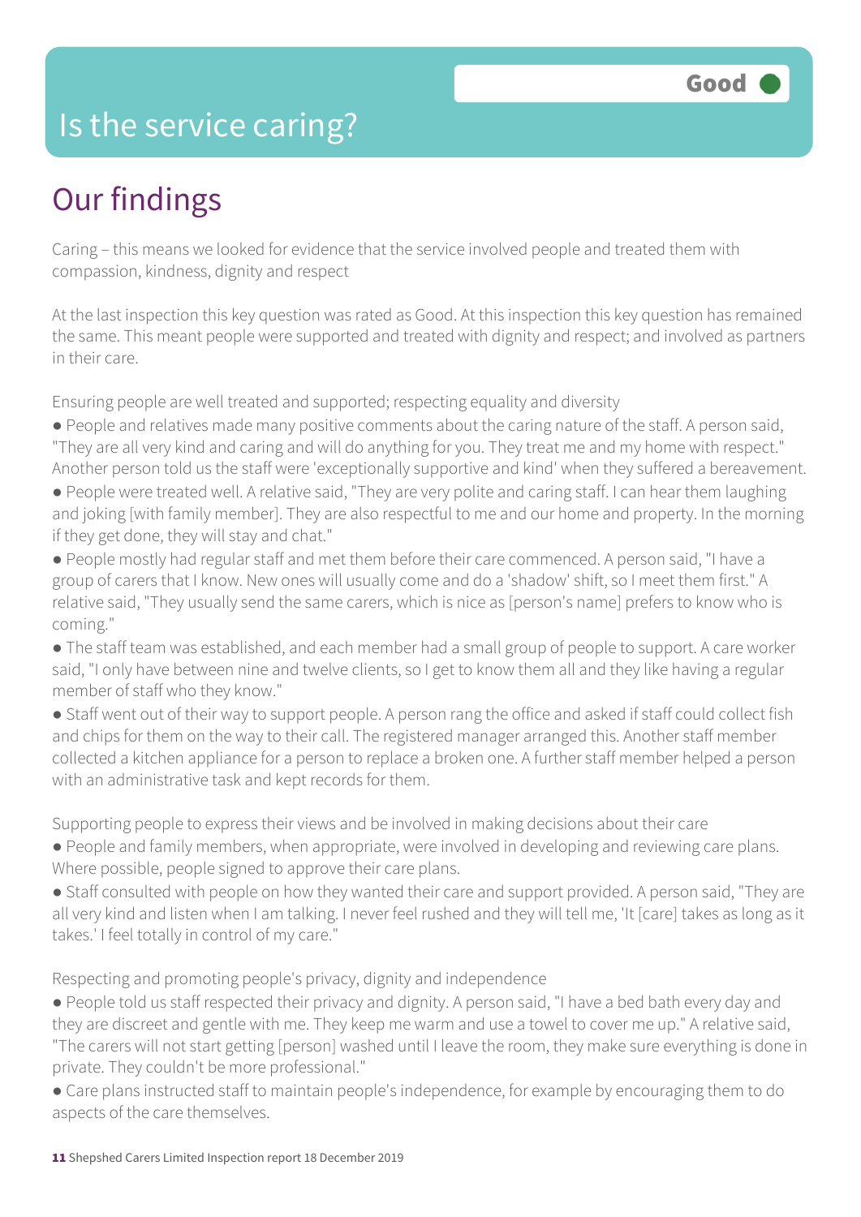# Is the service caring?

Good

## Our findings

Caring – this means we looked for evidence that the service involved people and treated them with compassion, kindness, dignity and respect

At the last inspection this key question was rated as Good. At this inspection this key question has remained the same. This meant people were supported and treated with dignity and respect; and involved as partners in their care.

Ensuring people are well treated and supported; respecting equality and diversity

- People and relatives made many positive comments about the caring nature of the staff. A person said, "They are all very kind and caring and will do anything for you. They treat me and my home with respect." Another person told us the staff were 'exceptionally supportive and kind' when they suffered a bereavement.
- People were treated well. A relative said, "They are very polite and caring staff. I can hear them laughing and joking [with family member]. They are also respectful to me and our home and property. In the morning if they get done, they will stay and chat."
- People mostly had regular staff and met them before their care commenced. A person said, "I have a group of carers that I know. New ones will usually come and do a 'shadow' shift, so I meet them first." A relative said, "They usually send the same carers, which is nice as [person's name] prefers to know who is coming."
- The staff team was established, and each member had a small group of people to support. A care worker said, "I only have between nine and twelve clients, so I get to know them all and they like having a regular member of staff who they know."
- Staff went out of their way to support people. A person rang the office and asked if staff could collect fish and chips for them on the way to their call. The registered manager arranged this. Another staff member collected a kitchen appliance for a person to replace a broken one. A further staff member helped a person with an administrative task and kept records for them.

Supporting people to express their views and be involved in making decisions about their care

- People and family members, when appropriate, were involved in developing and reviewing care plans. Where possible, people signed to approve their care plans.
- Staff consulted with people on how they wanted their care and support provided. A person said, "They are all very kind and listen when I am talking. I never feel rushed and they will tell me, 'It [care] takes as long as it takes.' I feel totally in control of my care."

Respecting and promoting people's privacy, dignity and independence

- People told us staff respected their privacy and dignity. A person said, "I have a bed bath every day and they are discreet and gentle with me. They keep me warm and use a towel to cover me up." A relative said, "The carers will not start getting [person] washed until I leave the room, they make sure everything is done in private. They couldn't be more professional."
- Care plans instructed staff to maintain people's independence, for example by encouraging them to do aspects of the care themselves.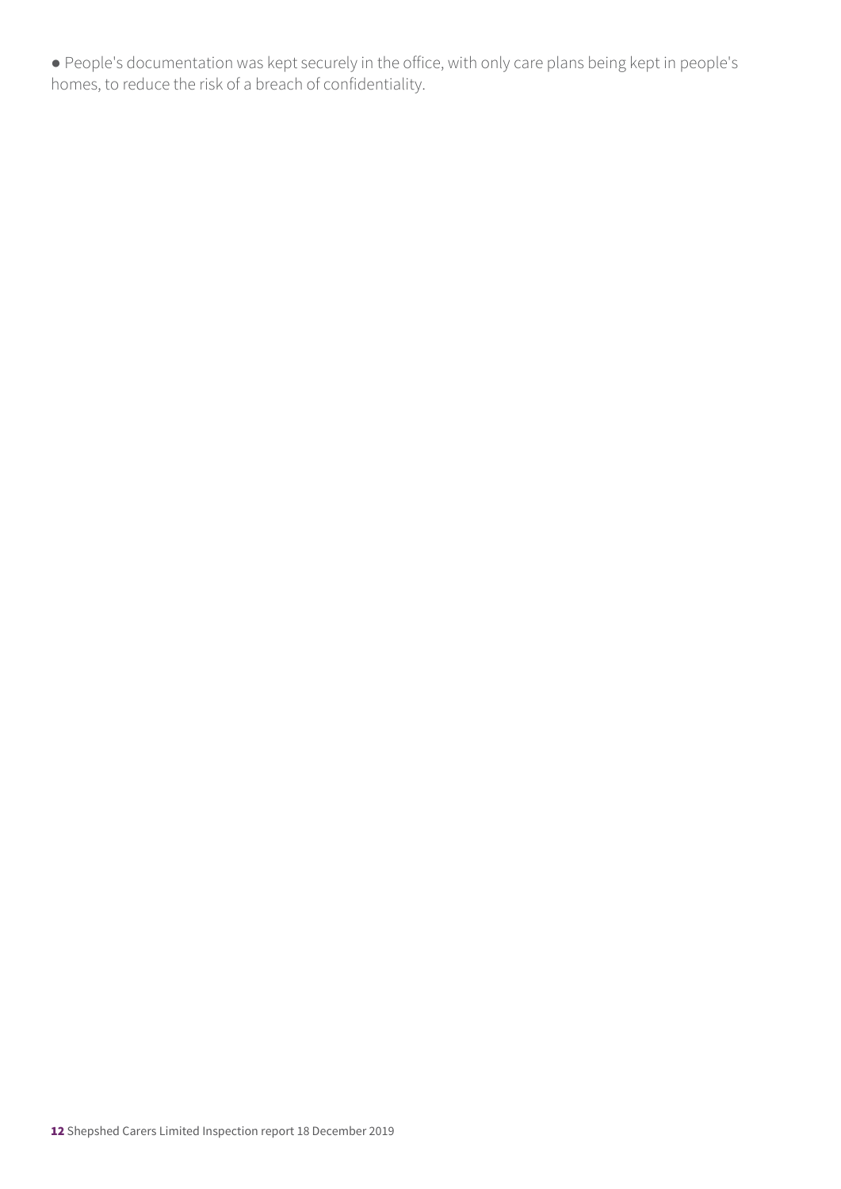- People's documentation was kept securely in the office, with only care plans being kept in people's homes, to reduce the risk of a breach of confidentiality.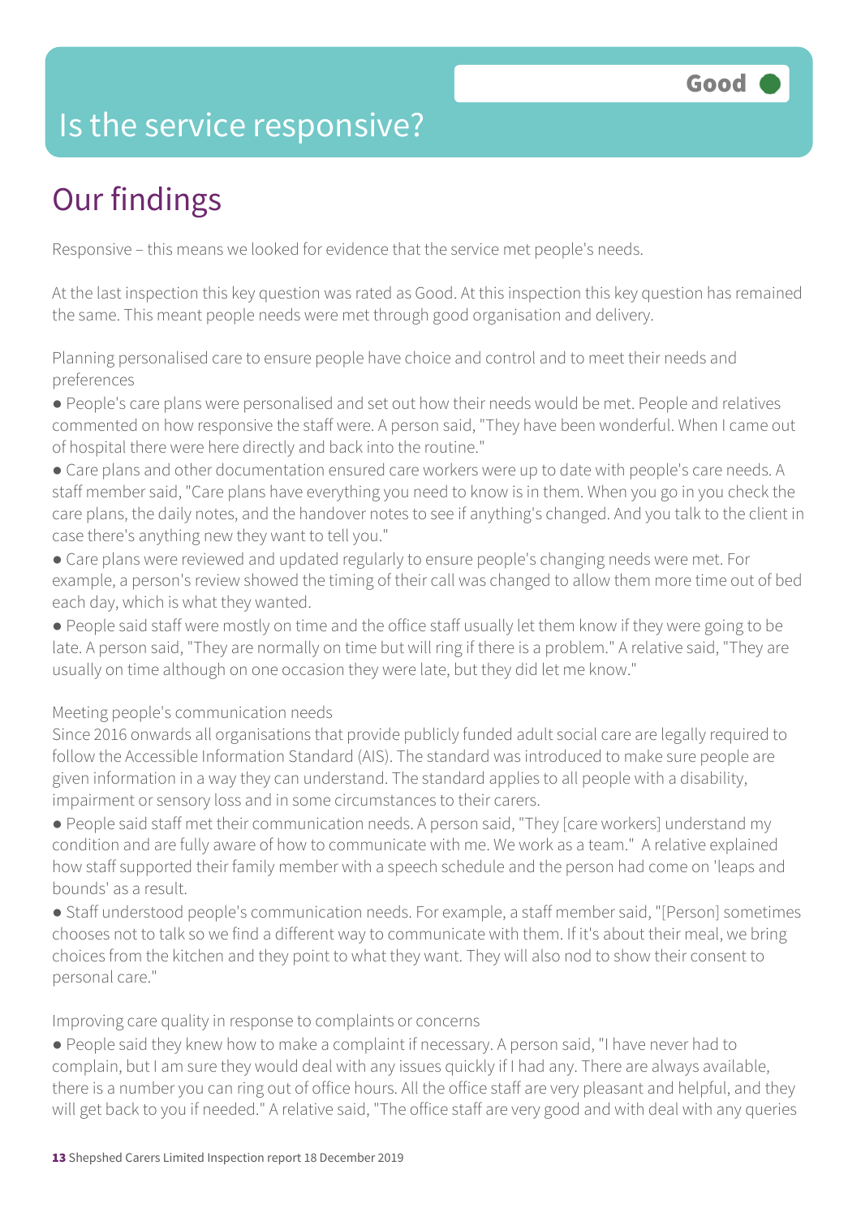# Is the service responsive?

Good

## Our findings

Responsive – this means we looked for evidence that the service met people's needs.

At the last inspection this key question was rated as Good. At this inspection this key question has remained the same. This meant people needs were met through good organisation and delivery.

Planning personalised care to ensure people have choice and control and to meet their needs and preferences

- People's care plans were personalised and set out how their needs would be met. People and relatives commented on how responsive the staff were. A person said, "They have been wonderful. When I came out of hospital there were here directly and back into the routine."
- Care plans and other documentation ensured care workers were up to date with people's care needs. A staff member said, "Care plans have everything you need to know is in them. When you go in you check the care plans, the daily notes, and the handover notes to see if anything's changed. And you talk to the client in case there's anything new they want to tell you."
- Care plans were reviewed and updated regularly to ensure people's changing needs were met. For example, a person's review showed the timing of their call was changed to allow them more time out of bed each day, which is what they wanted.
- People said staff were mostly on time and the office staff usually let them know if they were going to be late. A person said, "They are normally on time but will ring if there is a problem." A relative said, "They are usually on time although on one occasion they were late, but they did let me know."

Meeting people's communication needs

Since 2016 onwards all organisations that provide publicly funded adult social care are legally required to follow the Accessible Information Standard (AIS). The standard was introduced to make sure people are given information in a way they can understand. The standard applies to all people with a disability, impairment or sensory loss and in some circumstances to their carers.

- People said staff met their communication needs. A person said, "They [care workers] understand my condition and are fully aware of how to communicate with me. We work as a team." A relative explained how staff supported their family member with a speech schedule and the person had come on 'leaps and bounds' as a result.
- Staff understood people's communication needs. For example, a staff member said, "[Person] sometimes chooses not to talk so we find a different way to communicate with them. If it's about their meal, we bring choices from the kitchen and they point to what they want. They will also nod to show their consent to personal care."

Improving care quality in response to complaints or concerns

- People said they knew how to make a complaint if necessary. A person said, "I have never had to complain, but I am sure they would deal with any issues quickly if I had any. There are always available, there is a number you can ring out of office hours. All the office staff are very pleasant and helpful, and they will get back to you if needed." A relative said, "The office staff are very good and with deal with any queries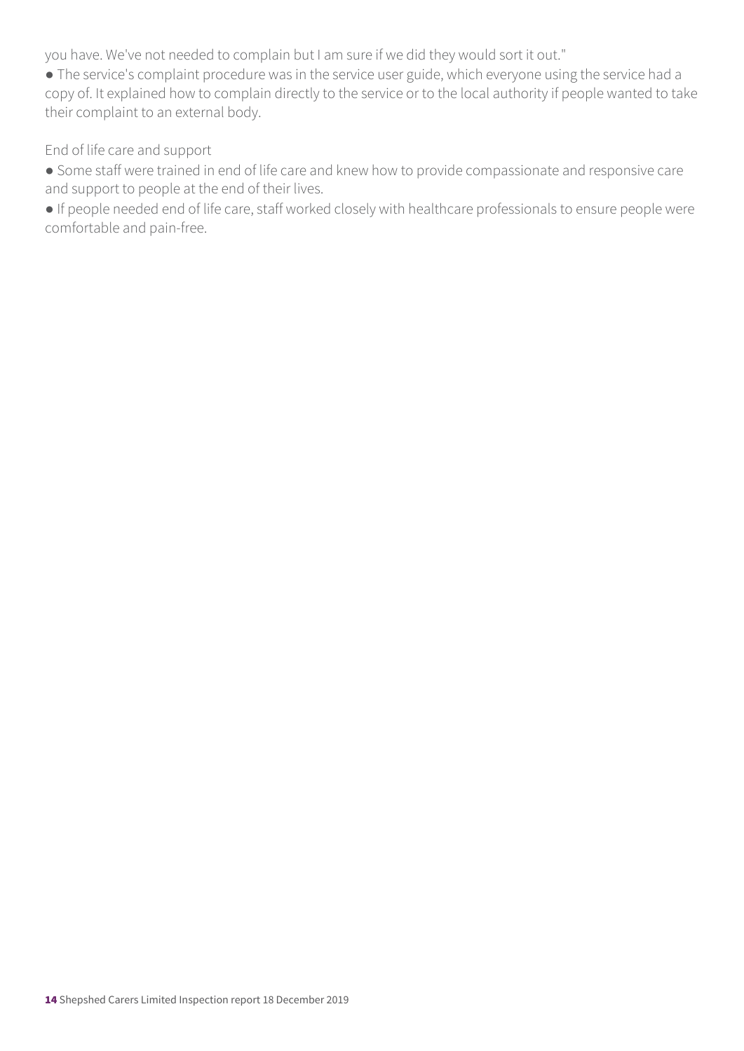you have. We've not needed to complain but I am sure if we did they would sort it out."

- The service's complaint procedure was in the service user guide, which everyone using the service had a copy of. It explained how to complain directly to the service or to the local authority if people wanted to take their complaint to an external body.

End of life care and support

- Some staff were trained in end of life care and knew how to provide compassionate and responsive care and support to people at the end of their lives.
- If people needed end of life care, staff worked closely with healthcare professionals to ensure people were comfortable and pain-free.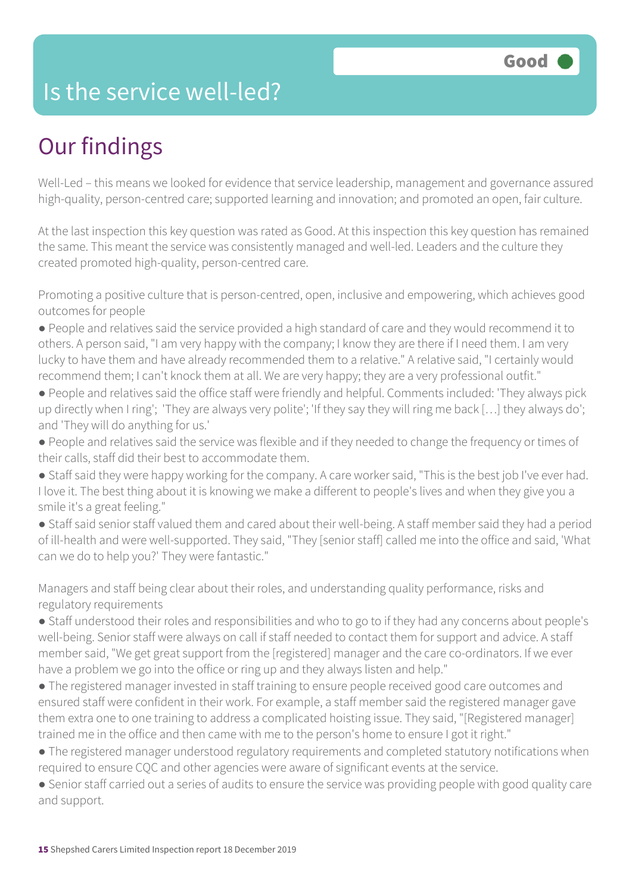# Is the service well-led?

**Good**

## Our findings

Well-Led – this means we looked for evidence that service leadership, management and governance assured high-quality, person-centred care; supported learning and innovation; and promoted an open, fair culture.

At the last inspection this key question was rated as Good. At this inspection this key question has remained the same. This meant the service was consistently managed and well-led. Leaders and the culture they created promoted high-quality, person-centred care.

Promoting a positive culture that is person-centred, open, inclusive and empowering, which achieves good outcomes for people

- People and relatives said the service provided a high standard of care and they would recommend it to others. A person said, "I am very happy with the company; I know they are there if I need them. I am very lucky to have them and have already recommended them to a relative." A relative said, "I certainly would recommend them; I can't knock them at all. We are very happy; they are a very professional outfit."
- People and relatives said the office staff were friendly and helpful. Comments included: 'They always pick up directly when I ring'; 'They are always very polite'; 'If they say they will ring me back […] they always do'; and 'They will do anything for us.'
- People and relatives said the service was flexible and if they needed to change the frequency or times of their calls, staff did their best to accommodate them.
- Staff said they were happy working for the company. A care worker said, "This is the best job I've ever had. I love it. The best thing about it is knowing we make a different to people's lives and when they give you a smile it's a great feeling."
- Staff said senior staff valued them and cared about their well-being. A staff member said they had a period of ill-health and were well-supported. They said, "They [senior staff] called me into the office and said, 'What can we do to help you?' They were fantastic."

Managers and staff being clear about their roles, and understanding quality performance, risks and regulatory requirements

- Staff understood their roles and responsibilities and who to go to if they had any concerns about people's well-being. Senior staff were always on call if staff needed to contact them for support and advice. A staff member said, "We get great support from the [registered] manager and the care co-ordinators. If we ever have a problem we go into the office or ring up and they always listen and help."
- The registered manager invested in staff training to ensure people received good care outcomes and ensured staff were confident in their work. For example, a staff member said the registered manager gave them extra one to one training to address a complicated hoisting issue. They said, "[Registered manager] trained me in the office and then came with me to the person's home to ensure I got it right."
- The registered manager understood regulatory requirements and completed statutory notifications when required to ensure CQC and other agencies were aware of significant events at the service.
- Senior staff carried out a series of audits to ensure the service was providing people with good quality care and support.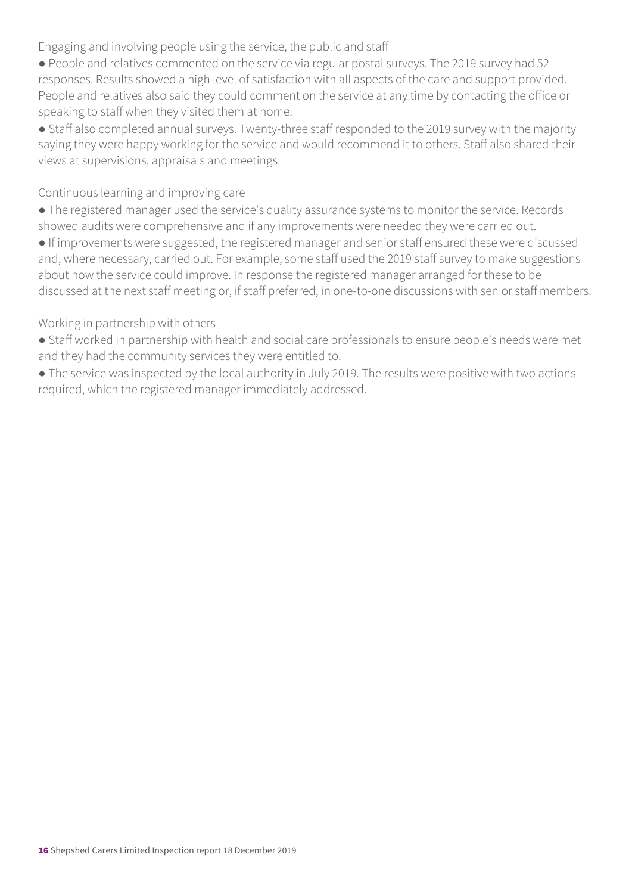### Engaging and involving people using the service, the public and staff

- People and relatives commented on the service via regular postal surveys. The 2019 survey had 52 responses. Results showed a high level of satisfaction with all aspects of the care and support provided. People and relatives also said they could comment on the service at any time by contacting the office or speaking to staff when they visited them at home.
- Staff also completed annual surveys. Twenty-three staff responded to the 2019 survey with the majority saying they were happy working for the service and would recommend it to others. Staff also shared their views at supervisions, appraisals and meetings.

### Continuous learning and improving care

- The registered manager used the service's quality assurance systems to monitor the service. Records showed audits were comprehensive and if any improvements were needed they were carried out.
- If improvements were suggested, the registered manager and senior staff ensured these were discussed and, where necessary, carried out. For example, some staff used the 2019 staff survey to make suggestions about how the service could improve. In response the registered manager arranged for these to be discussed at the next staff meeting or, if staff preferred, in one-to-one discussions with senior staff members.

### Working in partnership with others

- Staff worked in partnership with health and social care professionals to ensure people's needs were met and they had the community services they were entitled to.
- The service was inspected by the local authority in July 2019. The results were positive with two actions required, which the registered manager immediately addressed.